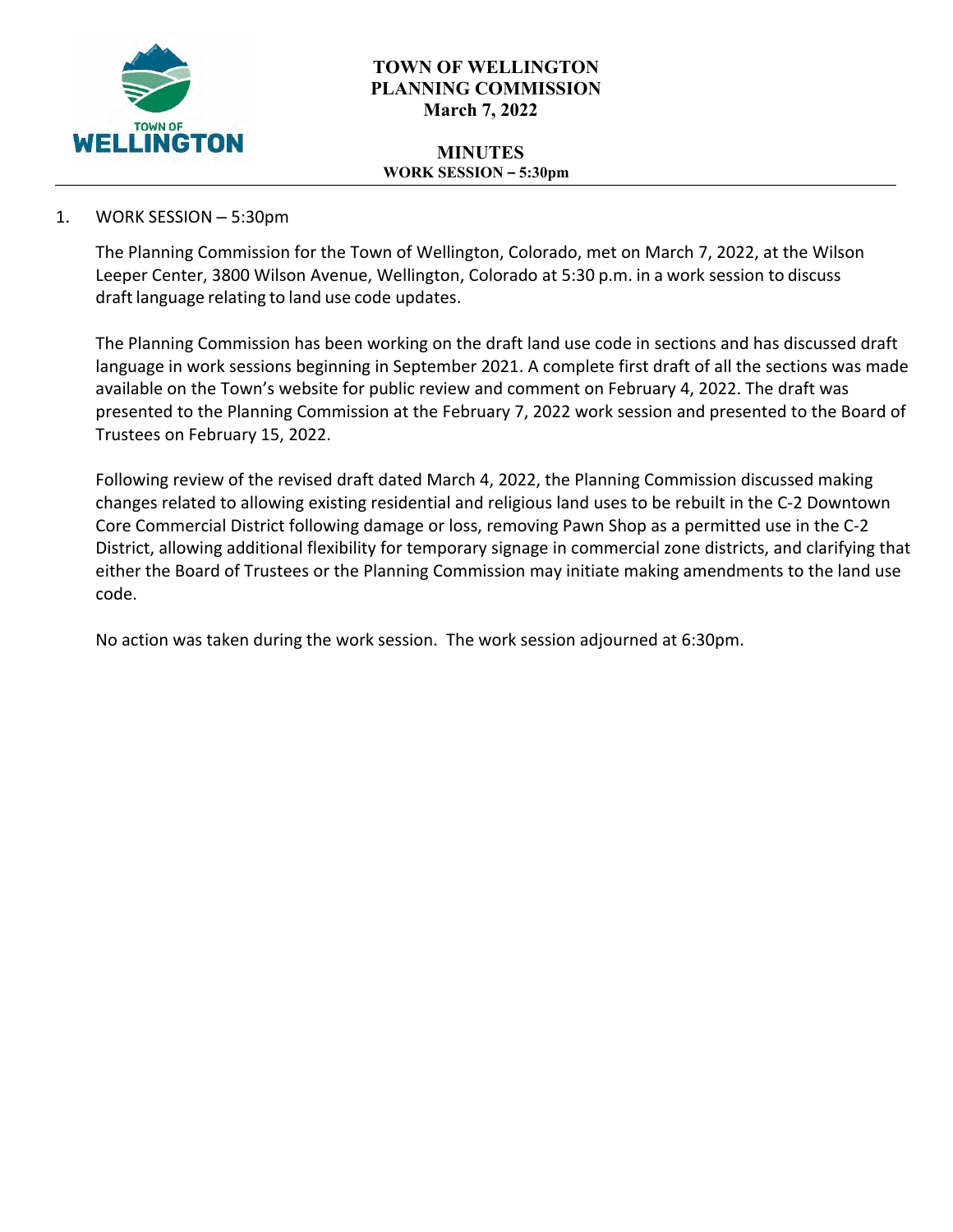# TOWN OF WELLINGTON
# PLANNING COMMISSION
## March 7, 2022

## MINUTES
### WORK SESSION – 5:30pm

1. WORK SESSION – 5:30pm

   The Planning Commission for the Town of Wellington, Colorado, met on March 7, 2022, at the Wilson Leeper Center, 3800 Wilson Avenue, Wellington, Colorado at 5:30 p.m. in a work session to discuss draft language relating to land use code updates.

   The Planning Commission has been working on the draft land use code in sections and has discussed draft language in work sessions beginning in September 2021. A complete first draft of all the sections was made available on the Town's website for public review and comment on February 4, 2022. The draft was presented to the Planning Commission at the February 7, 2022 work session and presented to the Board of Trustees on February 15, 2022.

   Following review of the revised draft dated March 4, 2022, the Planning Commission discussed making changes related to allowing existing residential and religious land uses to be rebuilt in the C-2 Downtown Core Commercial District following damage or loss, removing Pawn Shop as a permitted use in the C-2 District, allowing additional flexibility for temporary signage in commercial zone districts, and clarifying that either the Board of Trustees or the Planning Commission may initiate making amendments to the land use code.

   No action was taken during the work session. The work session adjourned at 6:30pm.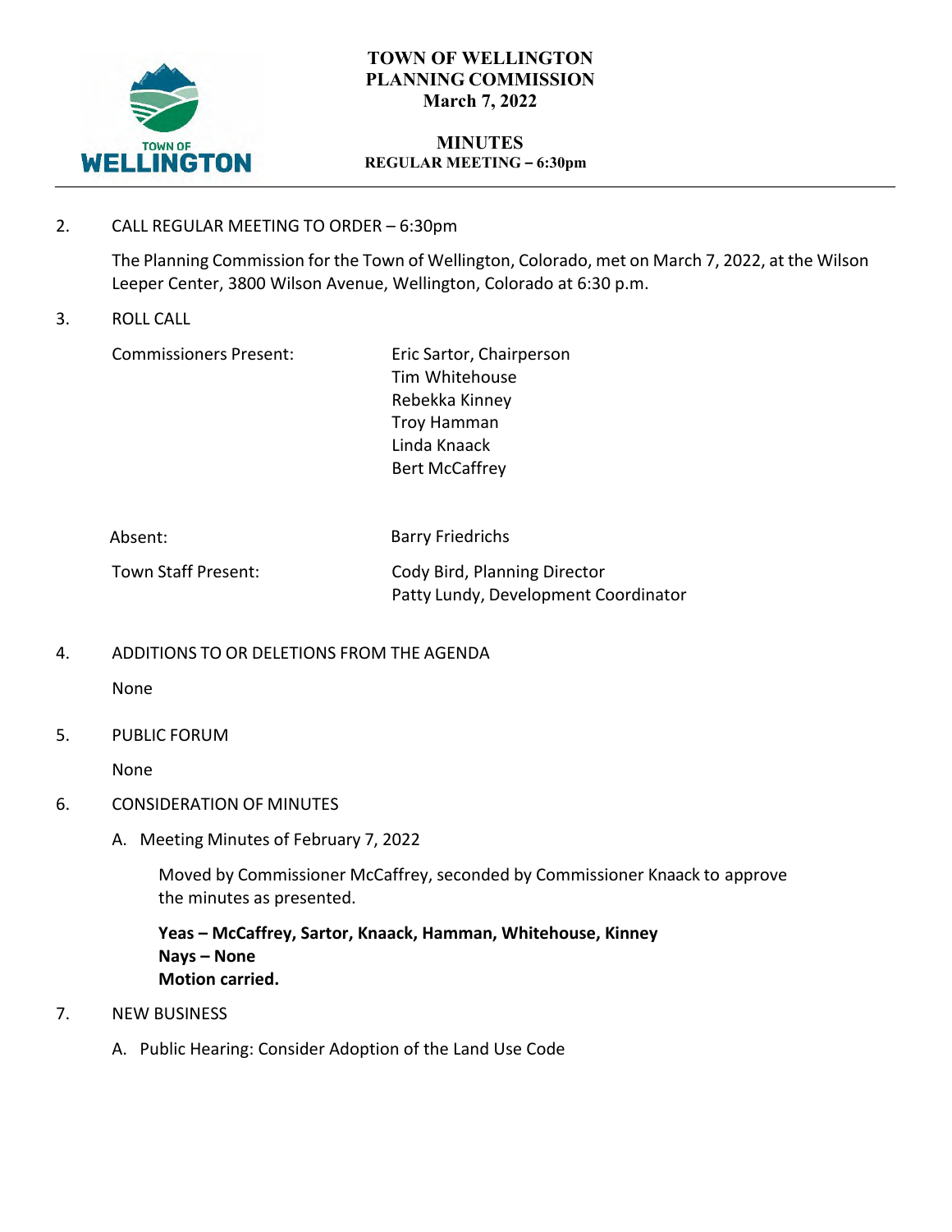# TOWN OF WELLINGTON PLANNING COMMISSION
## March 7, 2022

## MINUTES
### REGULAR MEETING – 6:30pm

2. CALL REGULAR MEETING TO ORDER – 6:30pm

   The Planning Commission for the Town of Wellington, Colorado, met on March 7, 2022, at the Wilson Leeper Center, 3800 Wilson Avenue, Wellington, Colorado at 6:30 p.m.

3. ROLL CALL

| | |
|---|---|
| Commissioners Present: | Eric Sartor, Chairperson<br>Tim Whitehouse<br>Rebekka Kinney<br>Troy Hamman<br>Linda Knaack<br>Bert McCaffrey |
| Absent: | Barry Friedrichs |
| Town Staff Present: | Cody Bird, Planning Director<br>Patty Lundy, Development Coordinator |

4. ADDITIONS TO OR DELETIONS FROM THE AGENDA

   None

5. PUBLIC FORUM

   None

6. CONSIDERATION OF MINUTES

   A. Meeting Minutes of February 7, 2022

      Moved by Commissioner McCaffrey, seconded by Commissioner Knaack to approve the minutes as presented.

      **Yeas – McCaffrey, Sartor, Knaack, Hamman, Whitehouse, Kinney**
      **Nays – None**
      **Motion carried.**

7. NEW BUSINESS

   A. Public Hearing: Consider Adoption of the Land Use Code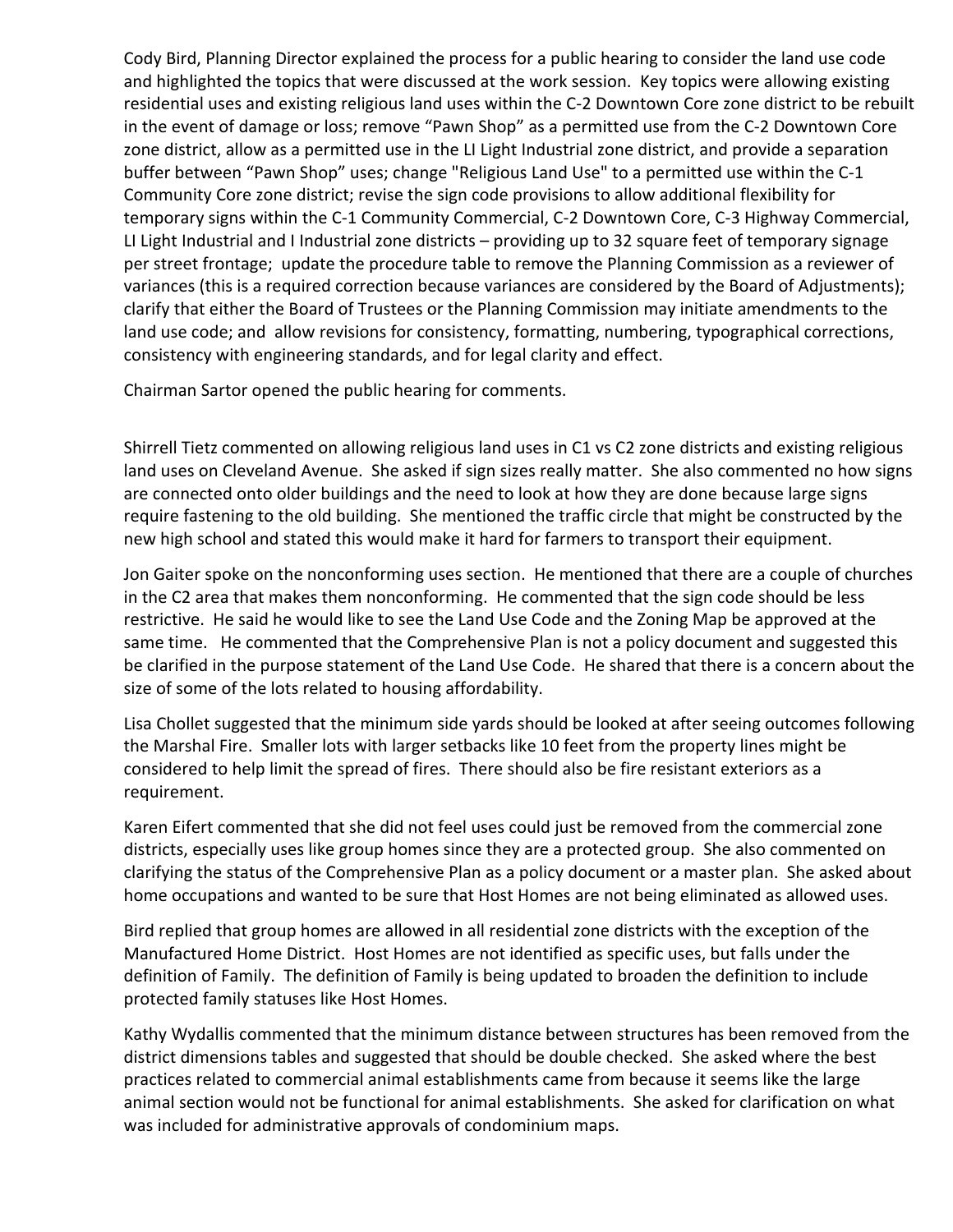Cody Bird, Planning Director explained the process for a public hearing to consider the land use code and highlighted the topics that were discussed at the work session. Key topics were allowing existing residential uses and existing religious land uses within the C-2 Downtown Core zone district to be rebuilt in the event of damage or loss; remove "Pawn Shop" as a permitted use from the C-2 Downtown Core zone district, allow as a permitted use in the LI Light Industrial zone district, and provide a separation buffer between "Pawn Shop" uses; change "Religious Land Use" to a permitted use within the C-1 Community Core zone district; revise the sign code provisions to allow additional flexibility for temporary signs within the C-1 Community Commercial, C-2 Downtown Core, C-3 Highway Commercial, LI Light Industrial and I Industrial zone districts – providing up to 32 square feet of temporary signage per street frontage; update the procedure table to remove the Planning Commission as a reviewer of variances (this is a required correction because variances are considered by the Board of Adjustments); clarify that either the Board of Trustees or the Planning Commission may initiate amendments to the land use code; and allow revisions for consistency, formatting, numbering, typographical corrections, consistency with engineering standards, and for legal clarity and effect.

Chairman Sartor opened the public hearing for comments.

Shirrell Tietz commented on allowing religious land uses in C1 vs C2 zone districts and existing religious land uses on Cleveland Avenue. She asked if sign sizes really matter. She also commented no how signs are connected onto older buildings and the need to look at how they are done because large signs require fastening to the old building. She mentioned the traffic circle that might be constructed by the new high school and stated this would make it hard for farmers to transport their equipment.

Jon Gaiter spoke on the nonconforming uses section. He mentioned that there are a couple of churches in the C2 area that makes them nonconforming. He commented that the sign code should be less restrictive. He said he would like to see the Land Use Code and the Zoning Map be approved at the same time. He commented that the Comprehensive Plan is not a policy document and suggested this be clarified in the purpose statement of the Land Use Code. He shared that there is a concern about the size of some of the lots related to housing affordability.

Lisa Chollet suggested that the minimum side yards should be looked at after seeing outcomes following the Marshal Fire. Smaller lots with larger setbacks like 10 feet from the property lines might be considered to help limit the spread of fires. There should also be fire resistant exteriors as a requirement.

Karen Eifert commented that she did not feel uses could just be removed from the commercial zone districts, especially uses like group homes since they are a protected group. She also commented on clarifying the status of the Comprehensive Plan as a policy document or a master plan. She asked about home occupations and wanted to be sure that Host Homes are not being eliminated as allowed uses.

Bird replied that group homes are allowed in all residential zone districts with the exception of the Manufactured Home District. Host Homes are not identified as specific uses, but falls under the definition of Family. The definition of Family is being updated to broaden the definition to include protected family statuses like Host Homes.

Kathy Wydallis commented that the minimum distance between structures has been removed from the district dimensions tables and suggested that should be double checked. She asked where the best practices related to commercial animal establishments came from because it seems like the large animal section would not be functional for animal establishments. She asked for clarification on what was included for administrative approvals of condominium maps.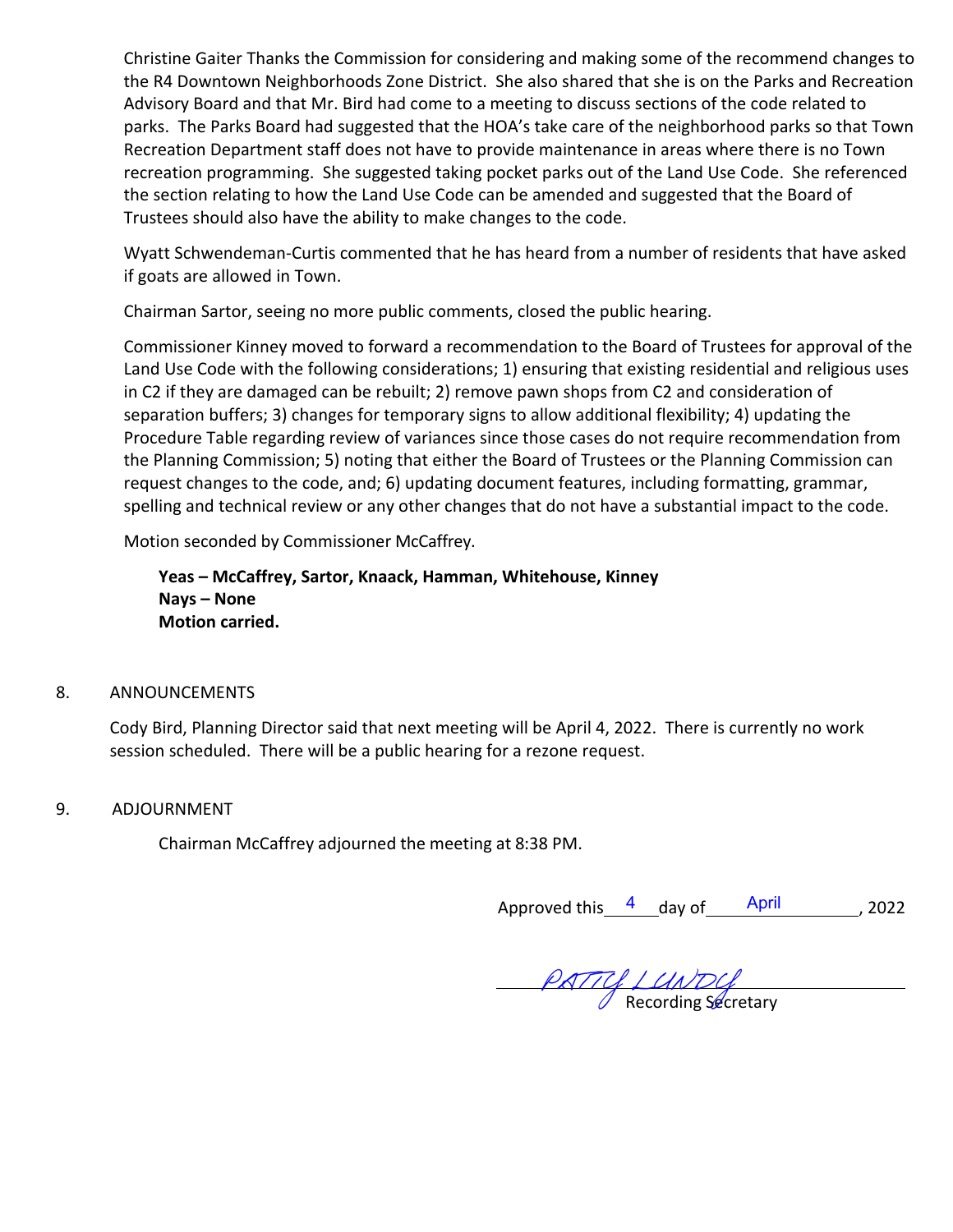Christine Gaiter Thanks the Commission for considering and making some of the recommend changes to the R4 Downtown Neighborhoods Zone District. She also shared that she is on the Parks and Recreation Advisory Board and that Mr. Bird had come to a meeting to discuss sections of the code related to parks. The Parks Board had suggested that the HOA's take care of the neighborhood parks so that Town Recreation Department staff does not have to provide maintenance in areas where there is no Town recreation programming. She suggested taking pocket parks out of the Land Use Code. She referenced the section relating to how the Land Use Code can be amended and suggested that the Board of Trustees should also have the ability to make changes to the code.

Wyatt Schwendeman-Curtis commented that he has heard from a number of residents that have asked if goats are allowed in Town.

Chairman Sartor, seeing no more public comments, closed the public hearing.

Commissioner Kinney moved to forward a recommendation to the Board of Trustees for approval of the Land Use Code with the following considerations; 1) ensuring that existing residential and religious uses in C2 if they are damaged can be rebuilt; 2) remove pawn shops from C2 and consideration of separation buffers; 3) changes for temporary signs to allow additional flexibility; 4) updating the Procedure Table regarding review of variances since those cases do not require recommendation from the Planning Commission; 5) noting that either the Board of Trustees or the Planning Commission can request changes to the code, and; 6) updating document features, including formatting, grammar, spelling and technical review or any other changes that do not have a substantial impact to the code.

Motion seconded by Commissioner McCaffrey.

**Yeas – McCaffrey, Sartor, Knaack, Hamman, Whitehouse, Kinney**
**Nays – None**
**Motion carried.**

8. ANNOUNCEMENTS

Cody Bird, Planning Director said that next meeting will be April 4, 2022. There is currently no work session scheduled. There will be a public hearing for a rezone request.

9. ADJOURNMENT

Chairman McCaffrey adjourned the meeting at 8:38 PM.

Approved this 4 day of April, 2022

PATTY LUNDY
Recording Secretary